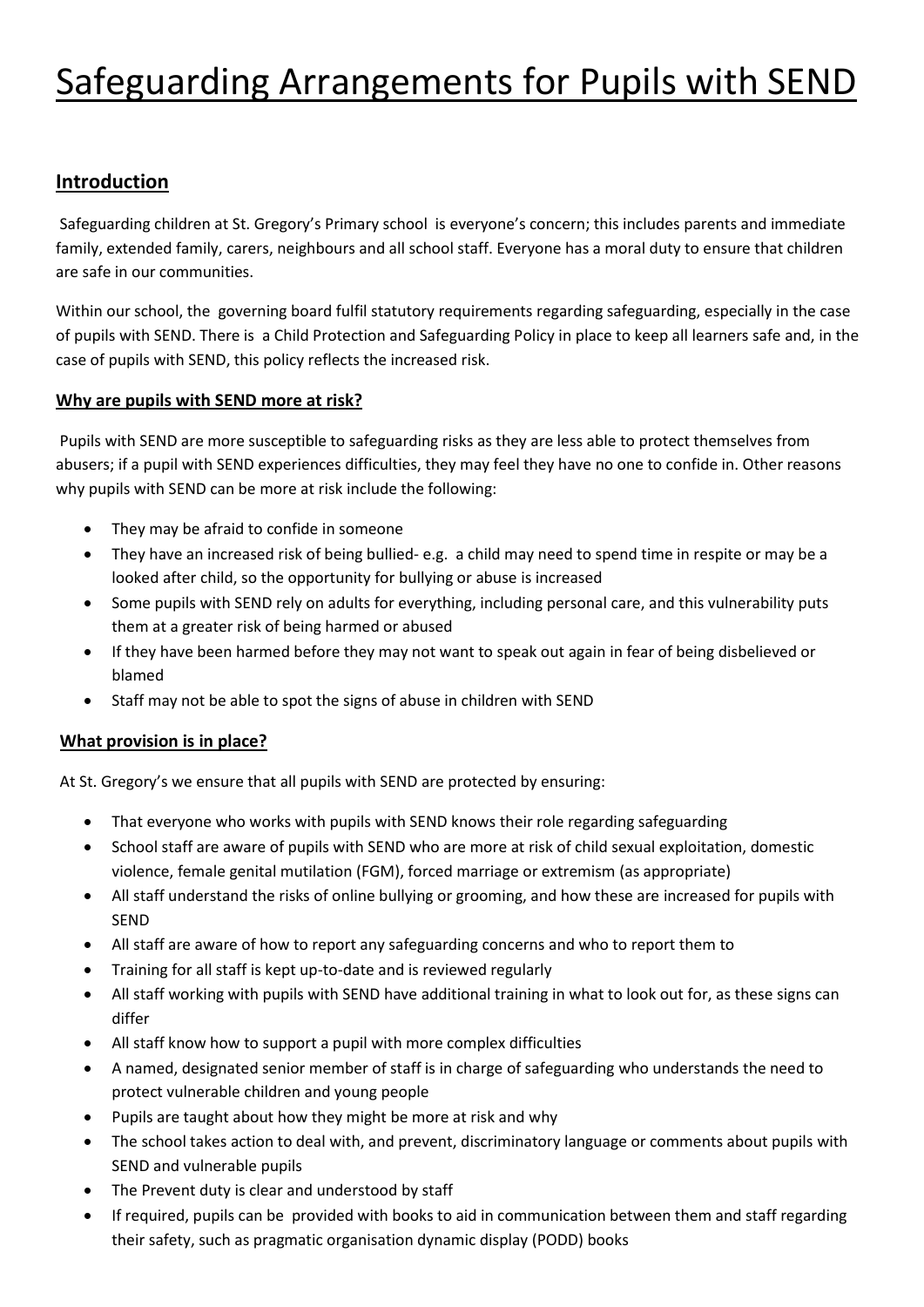# Safeguarding Arrangements for Pupils with SEND

## Introduction

Safeguarding children at St. Gregory's Primary school is everyone's concern; this includes parents and immediate family, extended family, carers, neighbours and all school staff. Everyone has a moral duty to ensure that children are safe in our communities.

Within our school, the governing board fulfil statutory requirements regarding safeguarding, especially in the case of pupils with SEND. There is a Child Protection and Safeguarding Policy in place to keep all learners safe and, in the case of pupils with SEND, this policy reflects the increased risk.

### Why are pupils with SEND more at risk?

Pupils with SEND are more susceptible to safeguarding risks as they are less able to protect themselves from abusers; if a pupil with SEND experiences difficulties, they may feel they have no one to confide in. Other reasons why pupils with SEND can be more at risk include the following:

- They may be afraid to confide in someone
- They have an increased risk of being bullied- e.g. a child may need to spend time in respite or may be a looked after child, so the opportunity for bullying or abuse is increased
- Some pupils with SEND rely on adults for everything, including personal care, and this vulnerability puts them at a greater risk of being harmed or abused
- If they have been harmed before they may not want to speak out again in fear of being disbelieved or blamed
- Staff may not be able to spot the signs of abuse in children with SEND

### What provision is in place?

At St. Gregory's we ensure that all pupils with SEND are protected by ensuring:

- That everyone who works with pupils with SEND knows their role regarding safeguarding
- School staff are aware of pupils with SEND who are more at risk of child sexual exploitation, domestic violence, female genital mutilation (FGM), forced marriage or extremism (as appropriate)
- All staff understand the risks of online bullying or grooming, and how these are increased for pupils with SEND
- All staff are aware of how to report any safeguarding concerns and who to report them to
- Training for all staff is kept up-to-date and is reviewed regularly
- All staff working with pupils with SEND have additional training in what to look out for, as these signs can differ
- All staff know how to support a pupil with more complex difficulties
- A named, designated senior member of staff is in charge of safeguarding who understands the need to protect vulnerable children and young people
- Pupils are taught about how they might be more at risk and why
- The school takes action to deal with, and prevent, discriminatory language or comments about pupils with SEND and vulnerable pupils
- The Prevent duty is clear and understood by staff
- If required, pupils can be provided with books to aid in communication between them and staff regarding their safety, such as pragmatic organisation dynamic display (PODD) books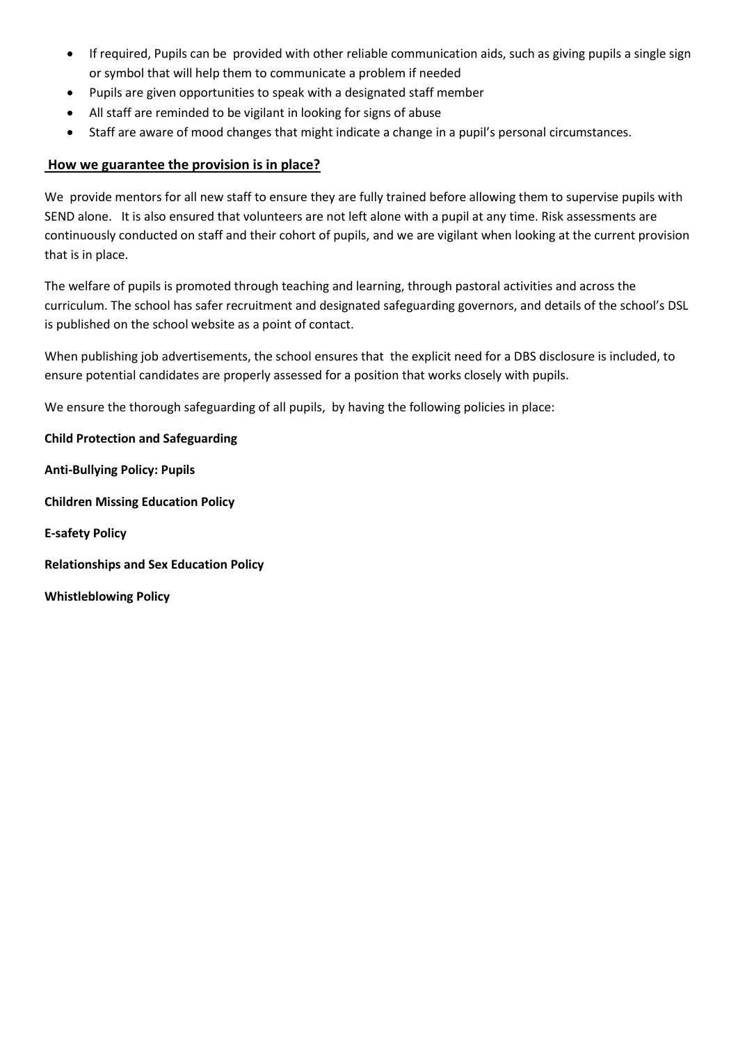- If required, Pupils can be provided with other reliable communication aids, such as giving pupils a single sign or symbol that will help them to communicate a problem if needed
- Pupils are given opportunities to speak with a designated staff member
- All staff are reminded to be vigilant in looking for signs of abuse
- Staff are aware of mood changes that might indicate a change in a pupil's personal circumstances.

## How we guarantee the provision is in place?

We provide mentors for all new staff to ensure they are fully trained before allowing them to supervise pupils with SEND alone. It is also ensured that volunteers are not left alone with a pupil at any time. Risk assessments are continuously conducted on staff and their cohort of pupils, and we are vigilant when looking at the current provision that is in place.

The welfare of pupils is promoted through teaching and learning, through pastoral activities and across the curriculum. The school has safer recruitment and designated safeguarding governors, and details of the school's DSL is published on the school website as a point of contact.

When publishing job advertisements, the school ensures that the explicit need for a DBS disclosure is included, to ensure potential candidates are properly assessed for a position that works closely with pupils.

We ensure the thorough safeguarding of all pupils, by having the following policies in place:

**Child Protection and Safeguarding**

**Anti-Bullying Policy: Pupils**

**Children Missing Education Policy**

**E-safety Policy**

**Relationships and Sex Education Policy**

**Whistleblowing Policy**